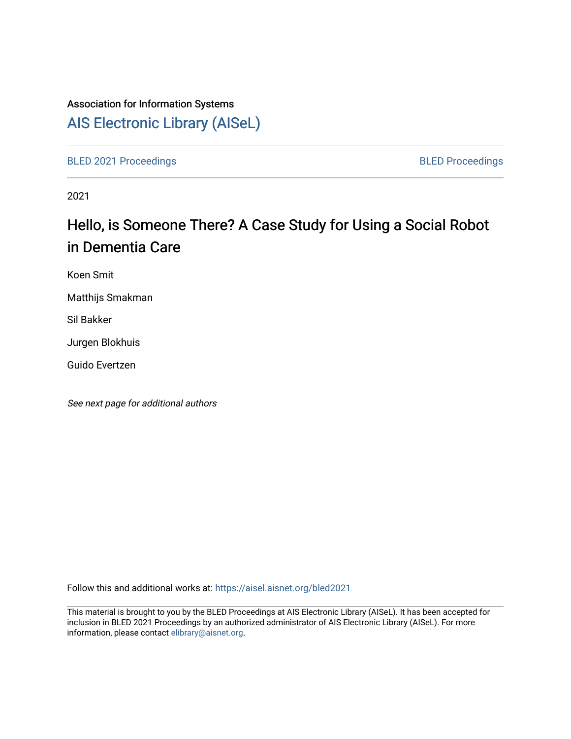Association for Information Systems

[AIS Electronic Library (AISeL)](https://aisel.aisnet.org/)

BLED 2021 Proceedings | BLED Proceedings

2021

# Hello, is Someone There? A Case Study for Using a Social Robot in Dementia Care

Koen Smit

Matthijs Smakman

Sil Bakker

Jurgen Blokhuis

Guido Evertzen

*See next page for additional authors*

Follow this and additional works at: https://aisel.aisnet.org/bled2021

This material is brought to you by the BLED Proceedings at AIS Electronic Library (AISeL). It has been accepted for inclusion in BLED 2021 Proceedings by an authorized administrator of AIS Electronic Library (AISeL). For more information, please contact elibrary@aisnet.org.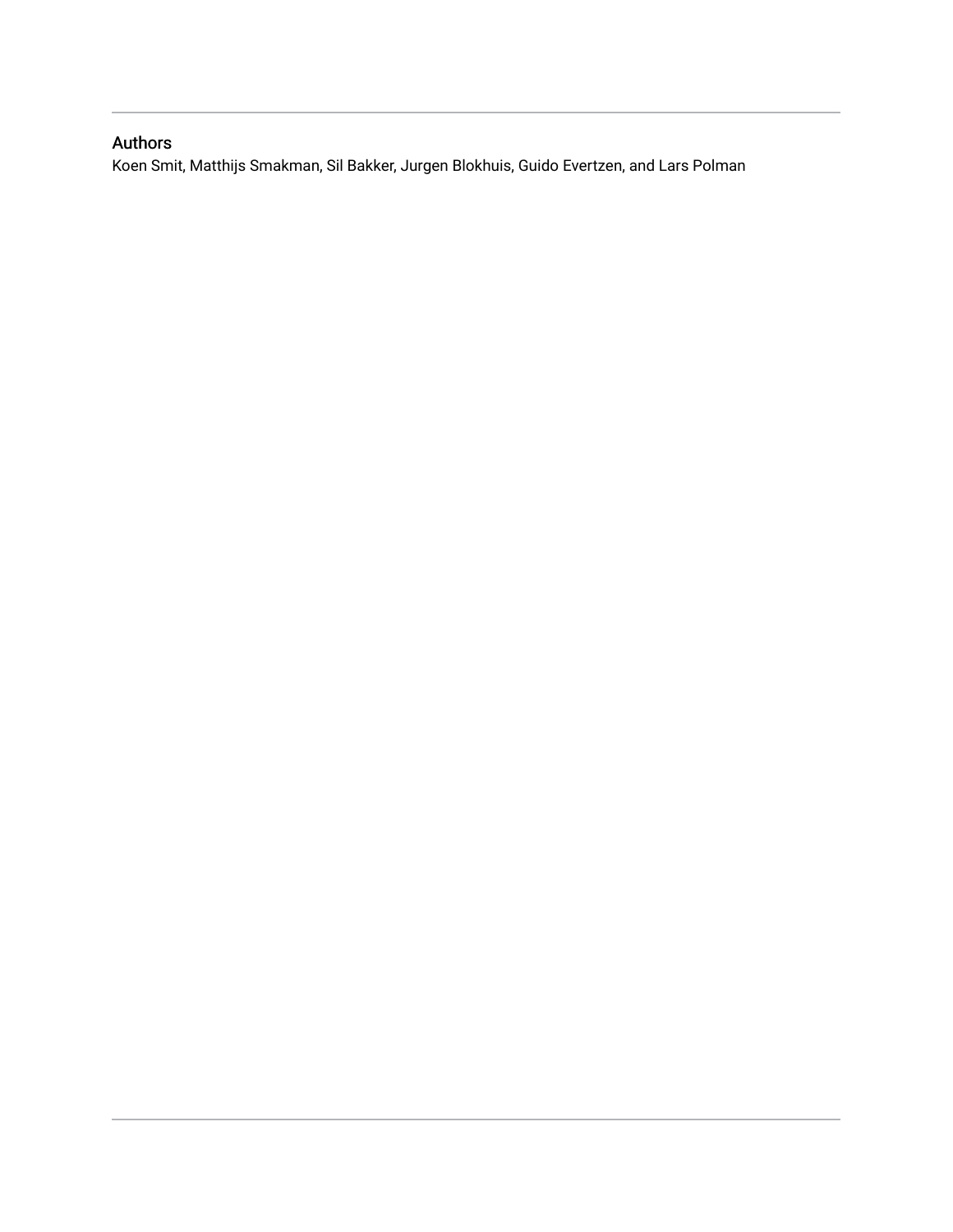## Authors

Koen Smit, Matthijs Smakman, Sil Bakker, Jurgen Blokhuis, Guido Evertzen, and Lars Polman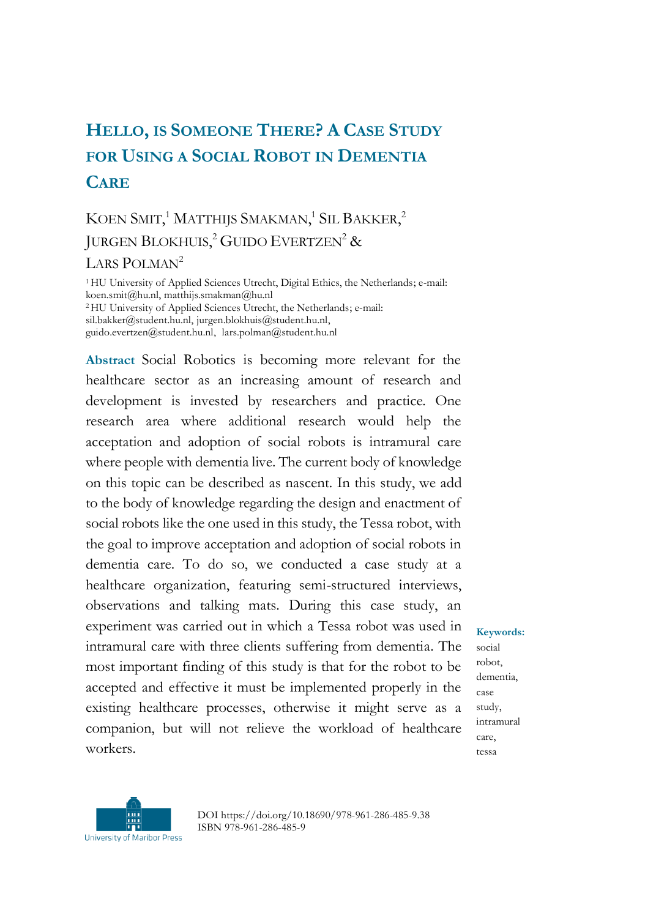# Hello, is Someone There? A Case Study for Using a Social Robot in Dementia Care

Koen Smit,[1] Matthijs Smakman,[1] Sil Bakker,[2] Jurgen Blokhuis,[2] Guido Evertzen[2] & Lars Polman[2]

[1] HU University of Applied Sciences Utrecht, Digital Ethics, the Netherlands; e-mail: koen.smit@hu.nl, matthijs.smakman@hu.nl
[2] HU University of Applied Sciences Utrecht, the Netherlands; e-mail: sil.bakker@student.hu.nl, jurgen.blokhuis@student.hu.nl, guido.evertzen@student.hu.nl, lars.polman@student.hu.nl

**Abstract** Social Robotics is becoming more relevant for the healthcare sector as an increasing amount of research and development is invested by researchers and practice. One research area where additional research would help the acceptation and adoption of social robots is intramural care where people with dementia live. The current body of knowledge on this topic can be described as nascent. In this study, we add to the body of knowledge regarding the design and enactment of social robots like the one used in this study, the Tessa robot, with the goal to improve acceptation and adoption of social robots in dementia care. To do so, we conducted a case study at a healthcare organization, featuring semi-structured interviews, observations and talking mats. During this case study, an experiment was carried out in which a Tessa robot was used in intramural care with three clients suffering from dementia. The most important finding of this study is that for the robot to be accepted and effective it must be implemented properly in the existing healthcare processes, otherwise it might serve as a companion, but will not relieve the workload of healthcare workers.

**Keywords:** social robot, dementia, case study, intramural care, tessa

DOI https://doi.org/10.18690/978-961-286-485-9.38
ISBN 978-961-286-485-9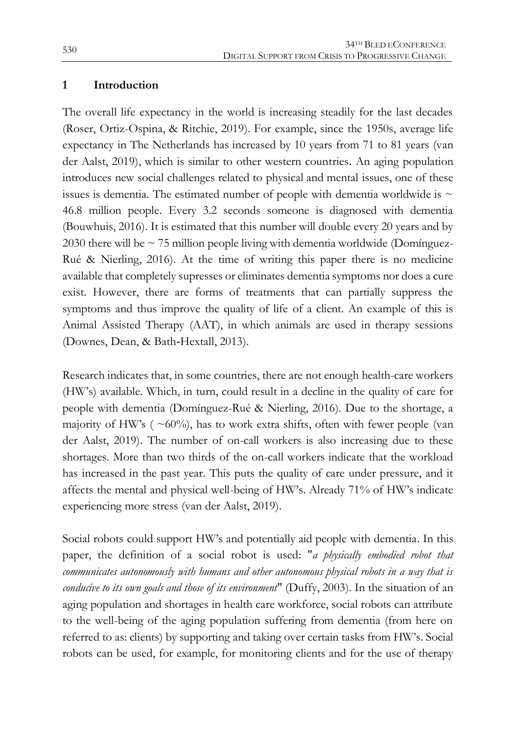## 1 Introduction

The overall life expectancy in the world is increasing steadily for the last decades (Roser, Ortiz-Ospina, & Ritchie, 2019). For example, since the 1950s, average life expectancy in The Netherlands has increased by 10 years from 71 to 81 years (van der Aalst, 2019), which is similar to other western countries. An aging population introduces new social challenges related to physical and mental issues, one of these issues is dementia. The estimated number of people with dementia worldwide is ~ 46.8 million people. Every 3.2 seconds someone is diagnosed with dementia (Bouwhuis, 2016). It is estimated that this number will double every 20 years and by 2030 there will be ~ 75 million people living with dementia worldwide (Domínguez-Rué & Nierling, 2016). At the time of writing this paper there is no medicine available that completely supresses or eliminates dementia symptoms nor does a cure exist. However, there are forms of treatments that can partially suppress the symptoms and thus improve the quality of life of a client. An example of this is Animal Assisted Therapy (AAT), in which animals are used in therapy sessions (Downes, Dean, & Bath-Hextall, 2013).

Research indicates that, in some countries, there are not enough health-care workers (HW's) available. Which, in turn, could result in a decline in the quality of care for people with dementia (Domínguez-Rué & Nierling, 2016). Due to the shortage, a majority of HW's ( ~60%), has to work extra shifts, often with fewer people (van der Aalst, 2019). The number of on-call workers is also increasing due to these shortages. More than two thirds of the on-call workers indicate that the workload has increased in the past year. This puts the quality of care under pressure, and it affects the mental and physical well-being of HW's. Already 71% of HW's indicate experiencing more stress (van der Aalst, 2019).

Social robots could support HW's and potentially aid people with dementia. In this paper, the definition of a social robot is used: "*a physically embodied robot that communicates autonomously with humans and other autonomous physical robots in a way that is conducive to its own goals and those of its environment*" (Duffy, 2003). In the situation of an aging population and shortages in health care workforce, social robots can attribute to the well-being of the aging population suffering from dementia (from here on referred to as: clients) by supporting and taking over certain tasks from HW's. Social robots can be used, for example, for monitoring clients and for the use of therapy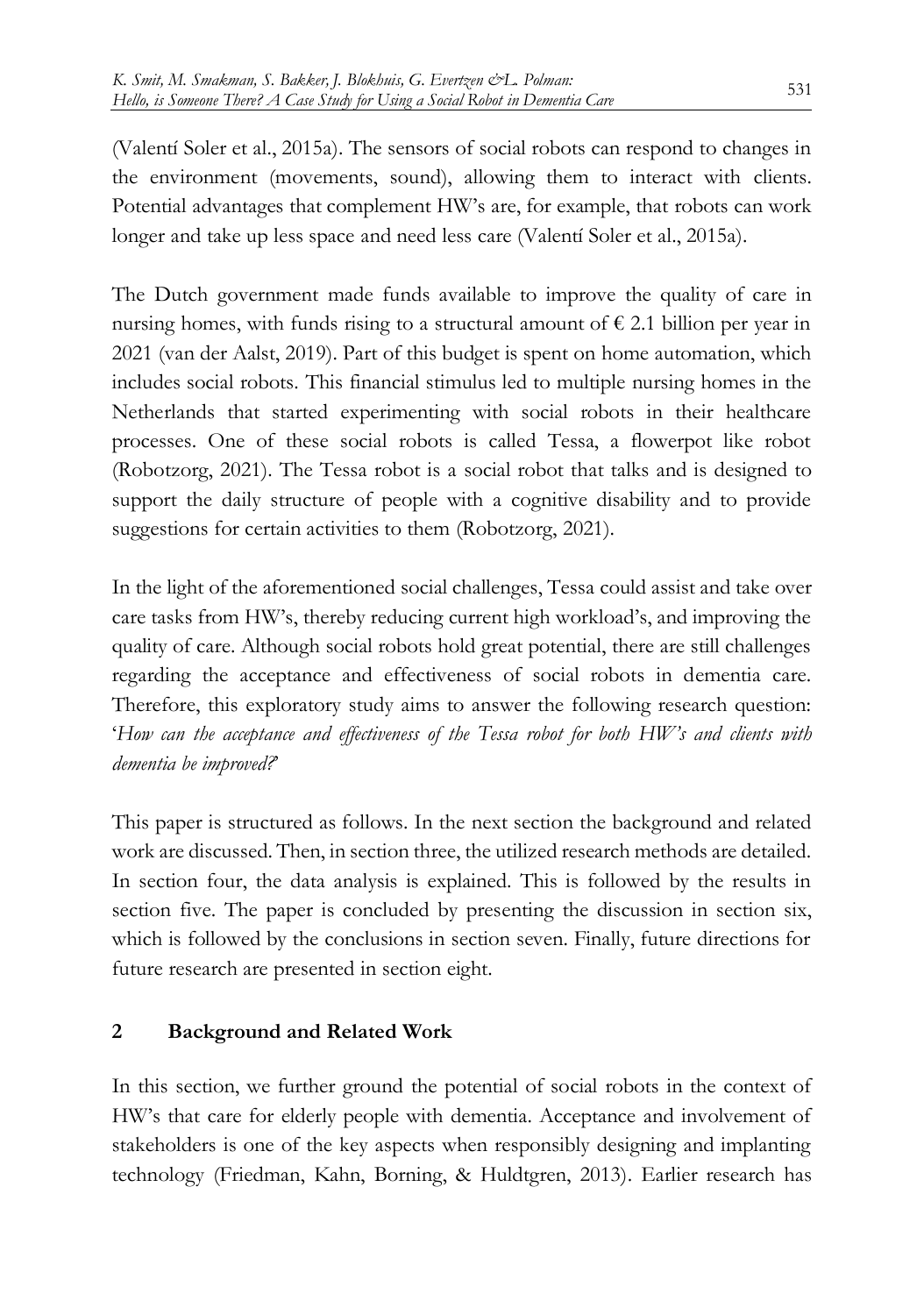(Valentí Soler et al., 2015a). The sensors of social robots can respond to changes in the environment (movements, sound), allowing them to interact with clients. Potential advantages that complement HW's are, for example, that robots can work longer and take up less space and need less care (Valentí Soler et al., 2015a).

The Dutch government made funds available to improve the quality of care in nursing homes, with funds rising to a structural amount of € 2.1 billion per year in 2021 (van der Aalst, 2019). Part of this budget is spent on home automation, which includes social robots. This financial stimulus led to multiple nursing homes in the Netherlands that started experimenting with social robots in their healthcare processes. One of these social robots is called Tessa, a flowerpot like robot (Robotzorg, 2021). The Tessa robot is a social robot that talks and is designed to support the daily structure of people with a cognitive disability and to provide suggestions for certain activities to them (Robotzorg, 2021).

In the light of the aforementioned social challenges, Tessa could assist and take over care tasks from HW's, thereby reducing current high workload's, and improving the quality of care. Although social robots hold great potential, there are still challenges regarding the acceptance and effectiveness of social robots in dementia care. Therefore, this exploratory study aims to answer the following research question: '*How can the acceptance and effectiveness of the Tessa robot for both HW's and clients with dementia be improved?*'

This paper is structured as follows. In the next section the background and related work are discussed. Then, in section three, the utilized research methods are detailed. In section four, the data analysis is explained. This is followed by the results in section five. The paper is concluded by presenting the discussion in section six, which is followed by the conclusions in section seven. Finally, future directions for future research are presented in section eight.

## 2 Background and Related Work

In this section, we further ground the potential of social robots in the context of HW's that care for elderly people with dementia. Acceptance and involvement of stakeholders is one of the key aspects when responsibly designing and implanting technology (Friedman, Kahn, Borning, & Huldtgren, 2013). Earlier research has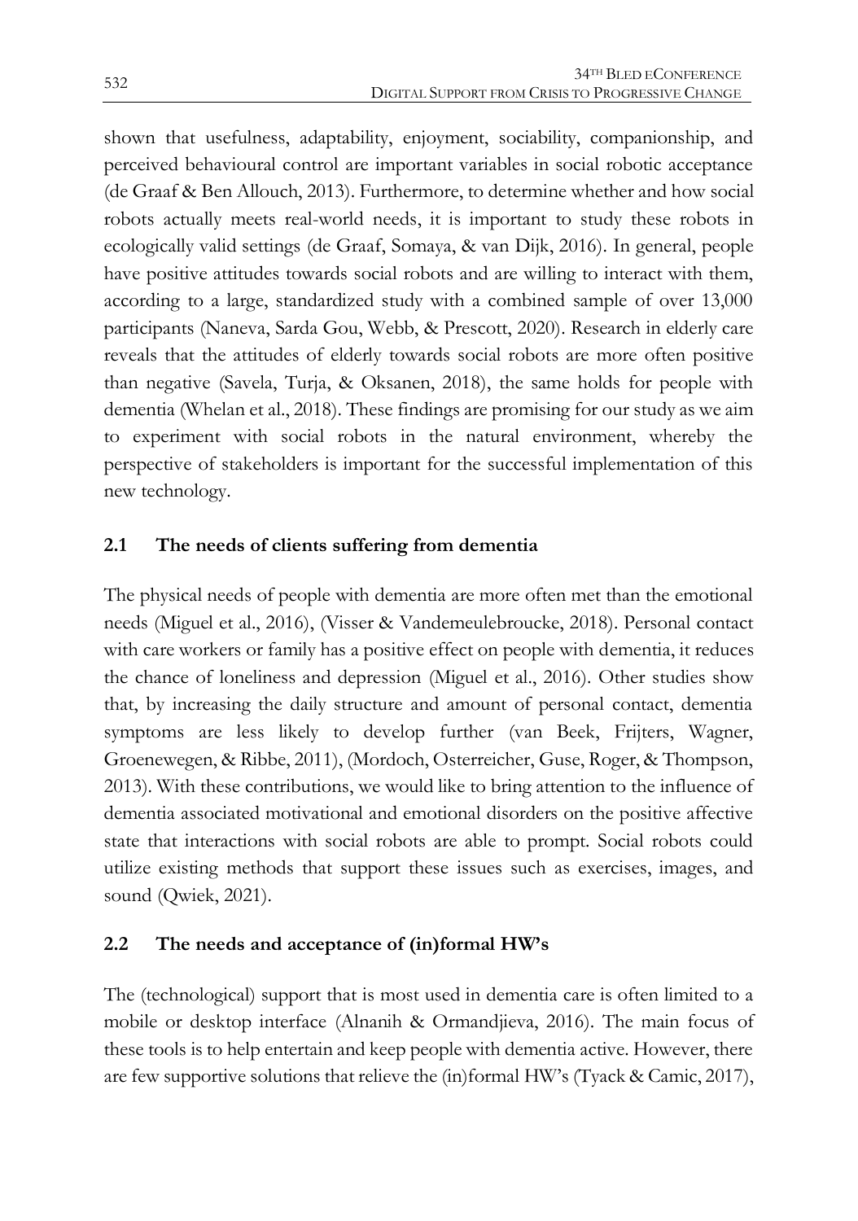shown that usefulness, adaptability, enjoyment, sociability, companionship, and perceived behavioural control are important variables in social robotic acceptance (de Graaf & Ben Allouch, 2013). Furthermore, to determine whether and how social robots actually meets real-world needs, it is important to study these robots in ecologically valid settings (de Graaf, Somaya, & van Dijk, 2016). In general, people have positive attitudes towards social robots and are willing to interact with them, according to a large, standardized study with a combined sample of over 13,000 participants (Naneva, Sarda Gou, Webb, & Prescott, 2020). Research in elderly care reveals that the attitudes of elderly towards social robots are more often positive than negative (Savela, Turja, & Oksanen, 2018), the same holds for people with dementia (Whelan et al., 2018). These findings are promising for our study as we aim to experiment with social robots in the natural environment, whereby the perspective of stakeholders is important for the successful implementation of this new technology.

## 2.1 The needs of clients suffering from dementia

The physical needs of people with dementia are more often met than the emotional needs (Miguel et al., 2016), (Visser & Vandemeulebroucke, 2018). Personal contact with care workers or family has a positive effect on people with dementia, it reduces the chance of loneliness and depression (Miguel et al., 2016). Other studies show that, by increasing the daily structure and amount of personal contact, dementia symptoms are less likely to develop further (van Beek, Frijters, Wagner, Groenewegen, & Ribbe, 2011), (Mordoch, Osterreicher, Guse, Roger, & Thompson, 2013). With these contributions, we would like to bring attention to the influence of dementia associated motivational and emotional disorders on the positive affective state that interactions with social robots are able to prompt. Social robots could utilize existing methods that support these issues such as exercises, images, and sound (Qwiek, 2021).

## 2.2 The needs and acceptance of (in)formal HW's

The (technological) support that is most used in dementia care is often limited to a mobile or desktop interface (Alnanih & Ormandjieva, 2016). The main focus of these tools is to help entertain and keep people with dementia active. However, there are few supportive solutions that relieve the (in)formal HW's (Tyack & Camic, 2017),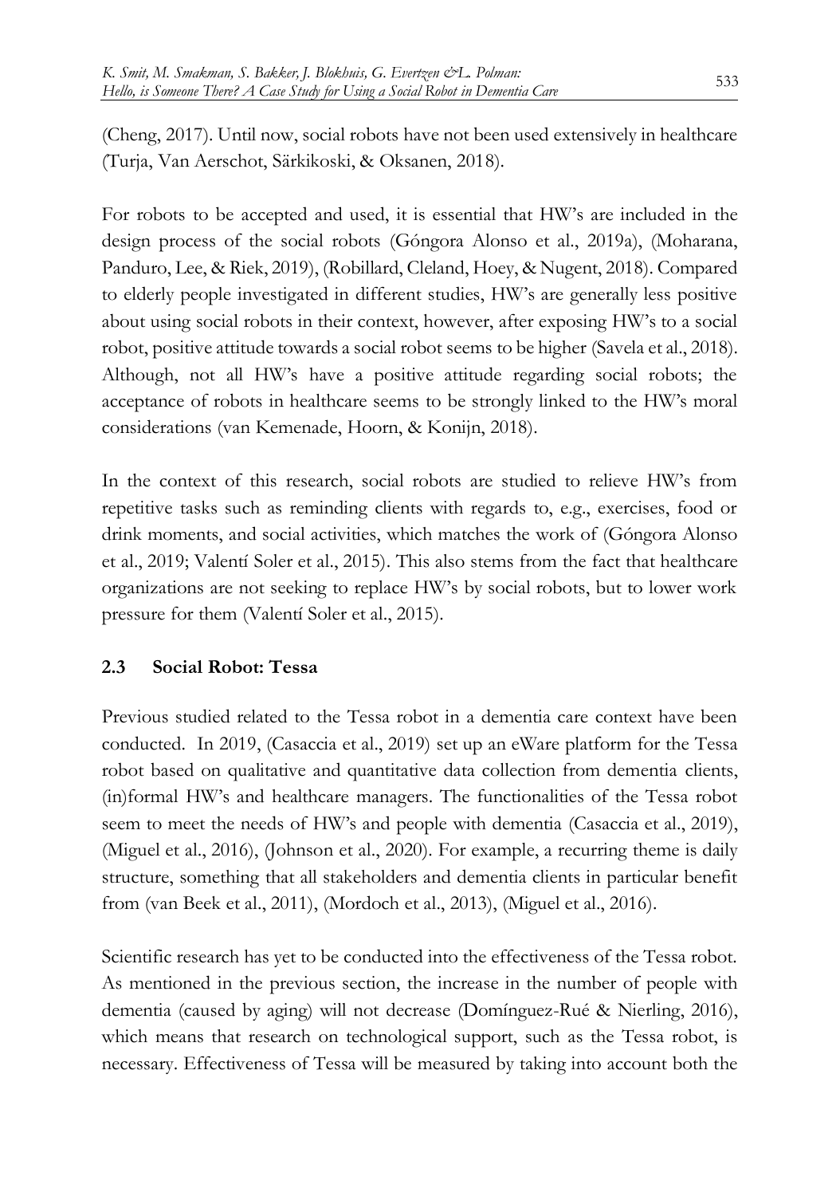(Cheng, 2017). Until now, social robots have not been used extensively in healthcare (Turja, Van Aerschot, Särkikoski, & Oksanen, 2018).

For robots to be accepted and used, it is essential that HW's are included in the design process of the social robots (Góngora Alonso et al., 2019a), (Moharana, Panduro, Lee, & Riek, 2019), (Robillard, Cleland, Hoey, & Nugent, 2018). Compared to elderly people investigated in different studies, HW's are generally less positive about using social robots in their context, however, after exposing HW's to a social robot, positive attitude towards a social robot seems to be higher (Savela et al., 2018). Although, not all HW's have a positive attitude regarding social robots; the acceptance of robots in healthcare seems to be strongly linked to the HW's moral considerations (van Kemenade, Hoorn, & Konijn, 2018).

In the context of this research, social robots are studied to relieve HW's from repetitive tasks such as reminding clients with regards to, e.g., exercises, food or drink moments, and social activities, which matches the work of (Góngora Alonso et al., 2019; Valentí Soler et al., 2015). This also stems from the fact that healthcare organizations are not seeking to replace HW's by social robots, but to lower work pressure for them (Valentí Soler et al., 2015).

### 2.3 Social Robot: Tessa

Previous studied related to the Tessa robot in a dementia care context have been conducted. In 2019, (Casaccia et al., 2019) set up an eWare platform for the Tessa robot based on qualitative and quantitative data collection from dementia clients, (in)formal HW's and healthcare managers. The functionalities of the Tessa robot seem to meet the needs of HW's and people with dementia (Casaccia et al., 2019), (Miguel et al., 2016), (Johnson et al., 2020). For example, a recurring theme is daily structure, something that all stakeholders and dementia clients in particular benefit from (van Beek et al., 2011), (Mordoch et al., 2013), (Miguel et al., 2016).

Scientific research has yet to be conducted into the effectiveness of the Tessa robot. As mentioned in the previous section, the increase in the number of people with dementia (caused by aging) will not decrease (Domínguez-Rué & Nierling, 2016), which means that research on technological support, such as the Tessa robot, is necessary. Effectiveness of Tessa will be measured by taking into account both the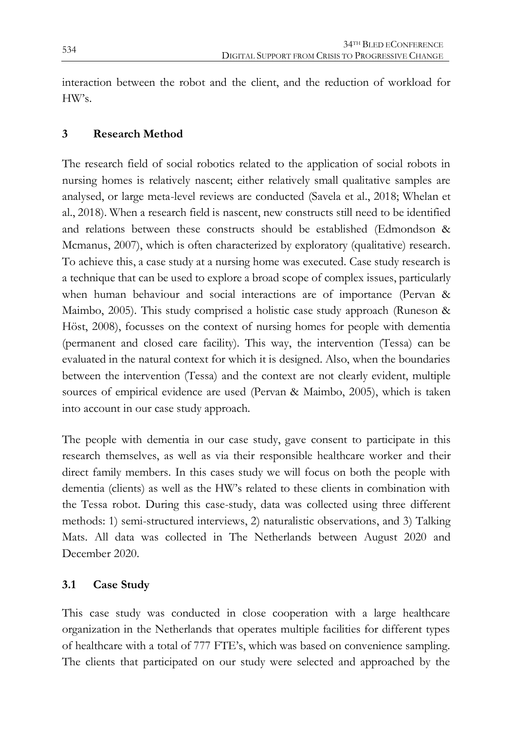interaction between the robot and the client, and the reduction of workload for HW's.

## 3 Research Method

The research field of social robotics related to the application of social robots in nursing homes is relatively nascent; either relatively small qualitative samples are analysed, or large meta-level reviews are conducted (Savela et al., 2018; Whelan et al., 2018). When a research field is nascent, new constructs still need to be identified and relations between these constructs should be established (Edmondson & Mcmanus, 2007), which is often characterized by exploratory (qualitative) research. To achieve this, a case study at a nursing home was executed. Case study research is a technique that can be used to explore a broad scope of complex issues, particularly when human behaviour and social interactions are of importance (Pervan & Maimbo, 2005). This study comprised a holistic case study approach (Runeson & Höst, 2008), focusses on the context of nursing homes for people with dementia (permanent and closed care facility). This way, the intervention (Tessa) can be evaluated in the natural context for which it is designed. Also, when the boundaries between the intervention (Tessa) and the context are not clearly evident, multiple sources of empirical evidence are used (Pervan & Maimbo, 2005), which is taken into account in our case study approach.

The people with dementia in our case study, gave consent to participate in this research themselves, as well as via their responsible healthcare worker and their direct family members. In this cases study we will focus on both the people with dementia (clients) as well as the HW's related to these clients in combination with the Tessa robot. During this case-study, data was collected using three different methods: 1) semi-structured interviews, 2) naturalistic observations, and 3) Talking Mats. All data was collected in The Netherlands between August 2020 and December 2020.

### 3.1 Case Study

This case study was conducted in close cooperation with a large healthcare organization in the Netherlands that operates multiple facilities for different types of healthcare with a total of 777 FTE's, which was based on convenience sampling. The clients that participated on our study were selected and approached by the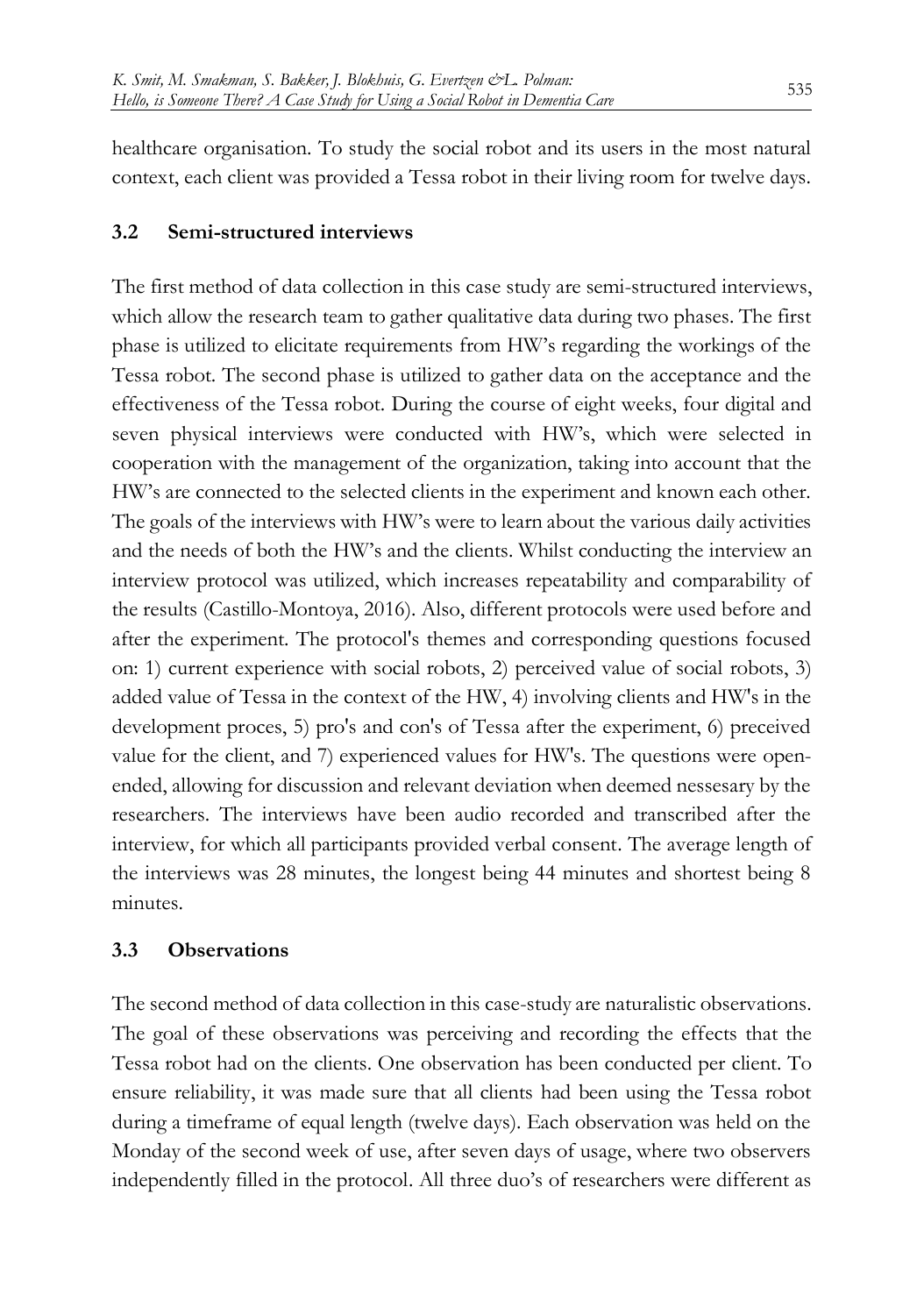healthcare organisation. To study the social robot and its users in the most natural context, each client was provided a Tessa robot in their living room for twelve days.

### 3.2 Semi-structured interviews

The first method of data collection in this case study are semi-structured interviews, which allow the research team to gather qualitative data during two phases. The first phase is utilized to elicitate requirements from HW's regarding the workings of the Tessa robot. The second phase is utilized to gather data on the acceptance and the effectiveness of the Tessa robot. During the course of eight weeks, four digital and seven physical interviews were conducted with HW's, which were selected in cooperation with the management of the organization, taking into account that the HW's are connected to the selected clients in the experiment and known each other. The goals of the interviews with HW's were to learn about the various daily activities and the needs of both the HW's and the clients. Whilst conducting the interview an interview protocol was utilized, which increases repeatability and comparability of the results (Castillo-Montoya, 2016). Also, different protocols were used before and after the experiment. The protocol's themes and corresponding questions focused on: 1) current experience with social robots, 2) perceived value of social robots, 3) added value of Tessa in the context of the HW, 4) involving clients and HW's in the development proces, 5) pro's and con's of Tessa after the experiment, 6) preceived value for the client, and 7) experienced values for HW's. The questions were open-ended, allowing for discussion and relevant deviation when deemed nessesary by the researchers. The interviews have been audio recorded and transcribed after the interview, for which all participants provided verbal consent. The average length of the interviews was 28 minutes, the longest being 44 minutes and shortest being 8 minutes.

### 3.3 Observations

The second method of data collection in this case-study are naturalistic observations. The goal of these observations was perceiving and recording the effects that the Tessa robot had on the clients. One observation has been conducted per client. To ensure reliability, it was made sure that all clients had been using the Tessa robot during a timeframe of equal length (twelve days). Each observation was held on the Monday of the second week of use, after seven days of usage, where two observers independently filled in the protocol. All three duo's of researchers were different as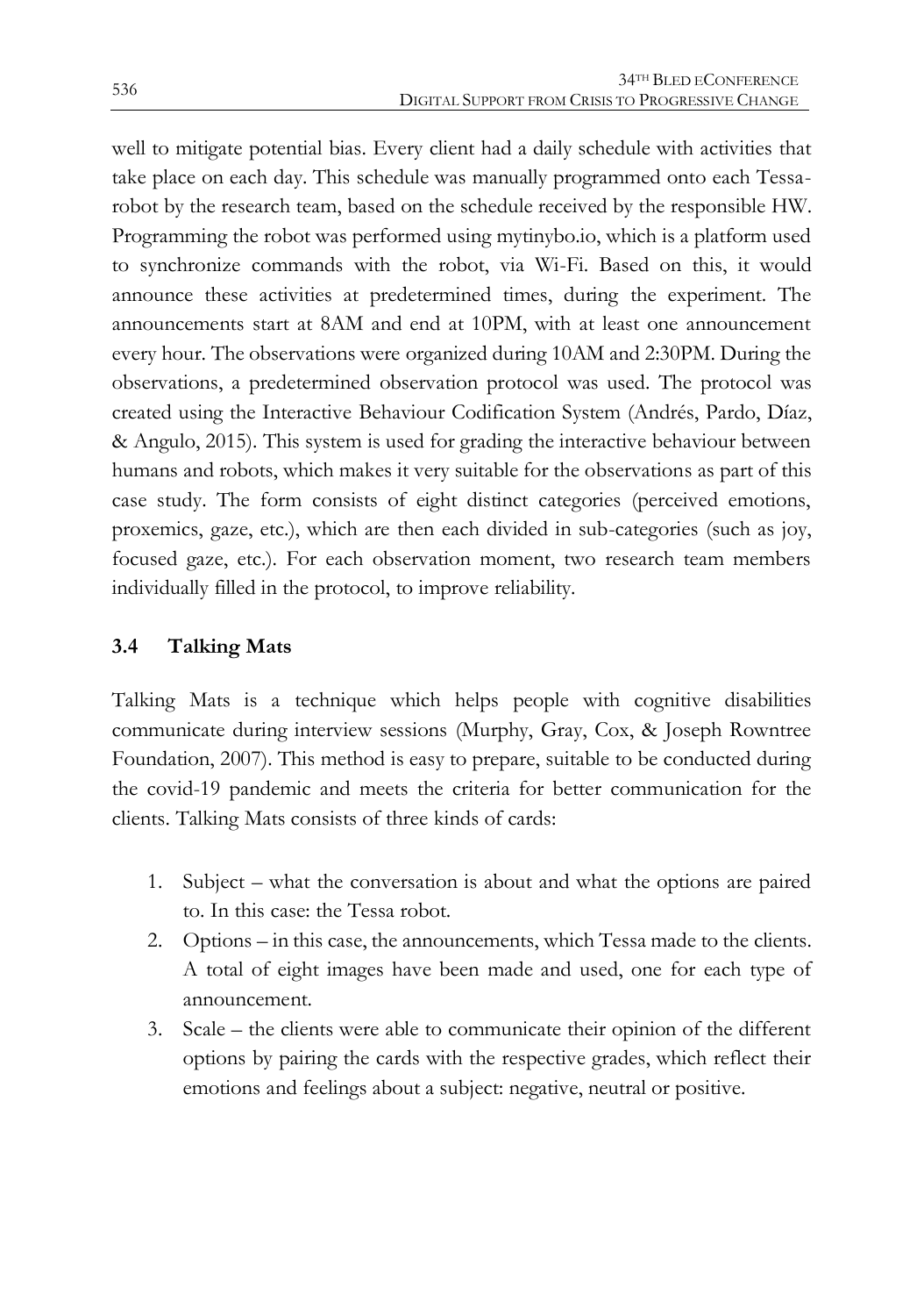well to mitigate potential bias. Every client had a daily schedule with activities that take place on each day. This schedule was manually programmed onto each Tessa-robot by the research team, based on the schedule received by the responsible HW. Programming the robot was performed using mytinybo.io, which is a platform used to synchronize commands with the robot, via Wi-Fi. Based on this, it would announce these activities at predetermined times, during the experiment. The announcements start at 8AM and end at 10PM, with at least one announcement every hour. The observations were organized during 10AM and 2:30PM. During the observations, a predetermined observation protocol was used. The protocol was created using the Interactive Behaviour Codification System (Andrés, Pardo, Díaz, & Angulo, 2015). This system is used for grading the interactive behaviour between humans and robots, which makes it very suitable for the observations as part of this case study. The form consists of eight distinct categories (perceived emotions, proxemics, gaze, etc.), which are then each divided in sub-categories (such as joy, focused gaze, etc.). For each observation moment, two research team members individually filled in the protocol, to improve reliability.

### 3.4 Talking Mats

Talking Mats is a technique which helps people with cognitive disabilities communicate during interview sessions (Murphy, Gray, Cox, & Joseph Rowntree Foundation, 2007). This method is easy to prepare, suitable to be conducted during the covid-19 pandemic and meets the criteria for better communication for the clients. Talking Mats consists of three kinds of cards:

1. Subject – what the conversation is about and what the options are paired to. In this case: the Tessa robot.
2. Options – in this case, the announcements, which Tessa made to the clients. A total of eight images have been made and used, one for each type of announcement.
3. Scale – the clients were able to communicate their opinion of the different options by pairing the cards with the respective grades, which reflect their emotions and feelings about a subject: negative, neutral or positive.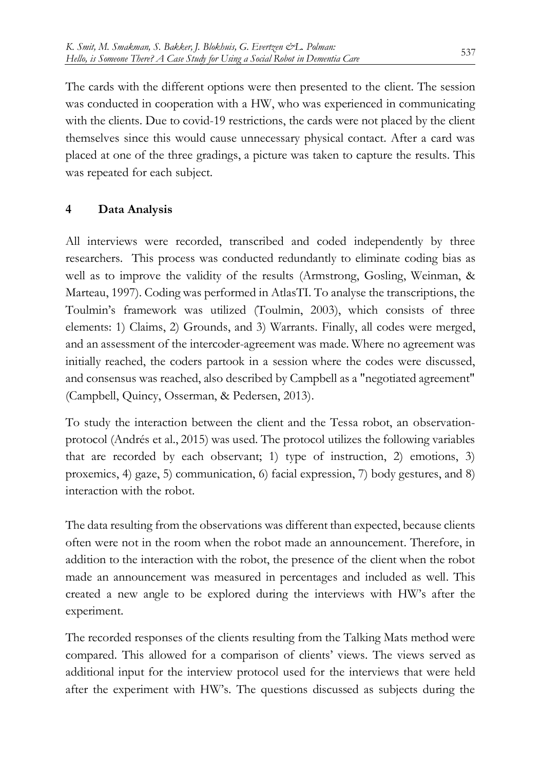The cards with the different options were then presented to the client. The session was conducted in cooperation with a HW, who was experienced in communicating with the clients. Due to covid-19 restrictions, the cards were not placed by the client themselves since this would cause unnecessary physical contact. After a card was placed at one of the three gradings, a picture was taken to capture the results. This was repeated for each subject.

## 4 Data Analysis

All interviews were recorded, transcribed and coded independently by three researchers. This process was conducted redundantly to eliminate coding bias as well as to improve the validity of the results (Armstrong, Gosling, Weinman, & Marteau, 1997). Coding was performed in AtlasTI. To analyse the transcriptions, the Toulmin's framework was utilized (Toulmin, 2003), which consists of three elements: 1) Claims, 2) Grounds, and 3) Warrants. Finally, all codes were merged, and an assessment of the intercoder-agreement was made. Where no agreement was initially reached, the coders partook in a session where the codes were discussed, and consensus was reached, also described by Campbell as a "negotiated agreement" (Campbell, Quincy, Osserman, & Pedersen, 2013).

To study the interaction between the client and the Tessa robot, an observation-protocol (Andrés et al., 2015) was used. The protocol utilizes the following variables that are recorded by each observant; 1) type of instruction, 2) emotions, 3) proxemics, 4) gaze, 5) communication, 6) facial expression, 7) body gestures, and 8) interaction with the robot.

The data resulting from the observations was different than expected, because clients often were not in the room when the robot made an announcement. Therefore, in addition to the interaction with the robot, the presence of the client when the robot made an announcement was measured in percentages and included as well. This created a new angle to be explored during the interviews with HW's after the experiment.

The recorded responses of the clients resulting from the Talking Mats method were compared. This allowed for a comparison of clients' views. The views served as additional input for the interview protocol used for the interviews that were held after the experiment with HW's. The questions discussed as subjects during the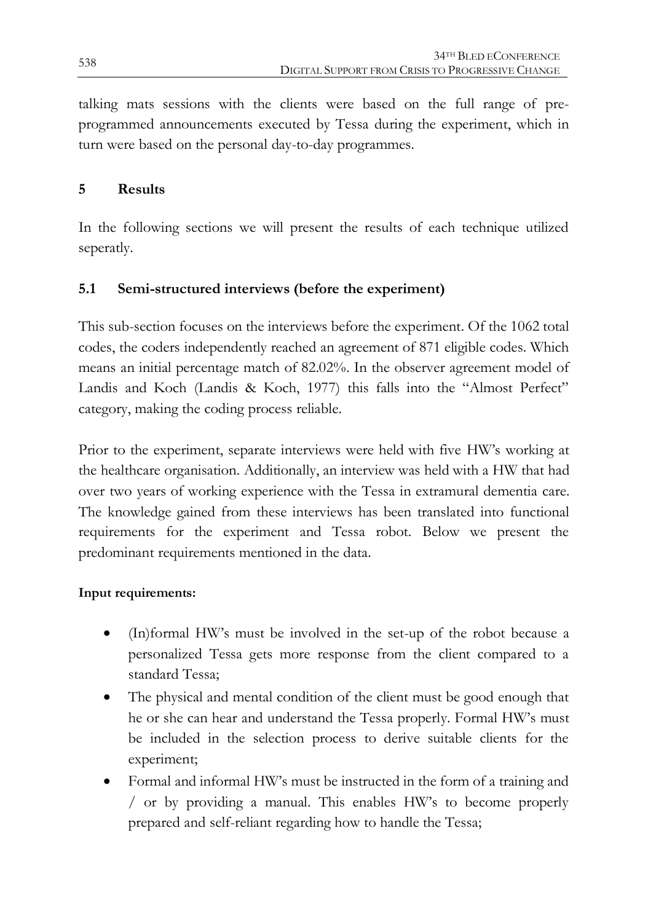talking mats sessions with the clients were based on the full range of pre-programmed announcements executed by Tessa during the experiment, which in turn were based on the personal day-to-day programmes.

## 5 Results

In the following sections we will present the results of each technique utilized seperatly.

### 5.1 Semi-structured interviews (before the experiment)

This sub-section focuses on the interviews before the experiment. Of the 1062 total codes, the coders independently reached an agreement of 871 eligible codes. Which means an initial percentage match of 82.02%. In the observer agreement model of Landis and Koch (Landis & Koch, 1977) this falls into the "Almost Perfect" category, making the coding process reliable.

Prior to the experiment, separate interviews were held with five HW's working at the healthcare organisation. Additionally, an interview was held with a HW that had over two years of working experience with the Tessa in extramural dementia care. The knowledge gained from these interviews has been translated into functional requirements for the experiment and Tessa robot. Below we present the predominant requirements mentioned in the data.

**Input requirements:**

- (In)formal HW's must be involved in the set-up of the robot because a personalized Tessa gets more response from the client compared to a standard Tessa;
- The physical and mental condition of the client must be good enough that he or she can hear and understand the Tessa properly. Formal HW's must be included in the selection process to derive suitable clients for the experiment;
- Formal and informal HW's must be instructed in the form of a training and / or by providing a manual. This enables HW's to become properly prepared and self-reliant regarding how to handle the Tessa;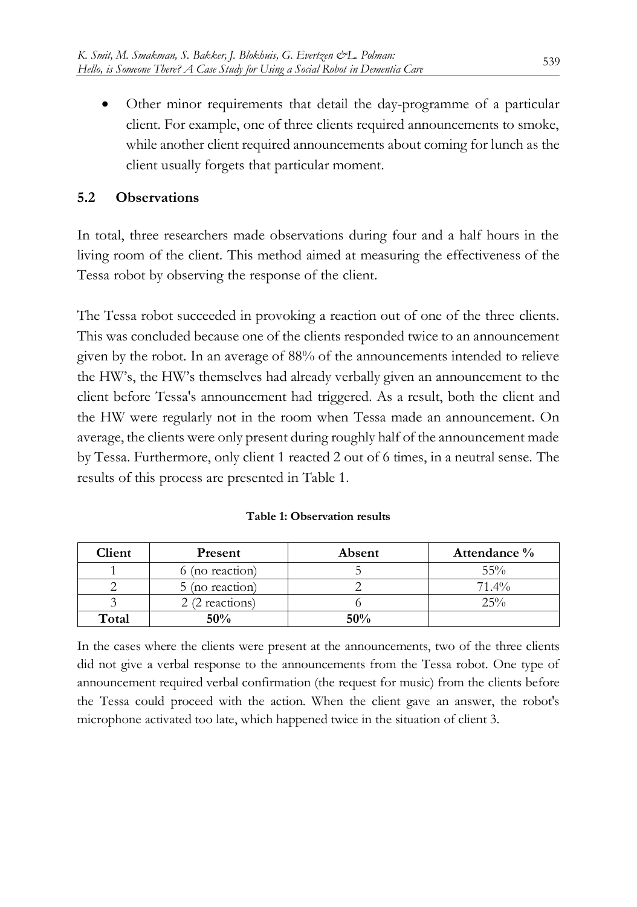- Other minor requirements that detail the day-programme of a particular client. For example, one of three clients required announcements to smoke, while another client required announcements about coming for lunch as the client usually forgets that particular moment.

### 5.2 Observations

In total, three researchers made observations during four and a half hours in the living room of the client. This method aimed at measuring the effectiveness of the Tessa robot by observing the response of the client.

The Tessa robot succeeded in provoking a reaction out of one of the three clients. This was concluded because one of the clients responded twice to an announcement given by the robot. In an average of 88% of the announcements intended to relieve the HW's, the HW's themselves had already verbally given an announcement to the client before Tessa's announcement had triggered. As a result, both the client and the HW were regularly not in the room when Tessa made an announcement. On average, the clients were only present during roughly half of the announcement made by Tessa. Furthermore, only client 1 reacted 2 out of 6 times, in a neutral sense. The results of this process are presented in Table 1.

**Table 1: Observation results**

| Client | Present | Absent | Attendance % |
|---|---|---|---|
| 1 | 6 (no reaction) | 5 | 55% |
| 2 | 5 (no reaction) | 2 | 71.4% |
| 3 | 2 (2 reactions) | 6 | 25% |
| **Total** | **50%** | **50%** | |

In the cases where the clients were present at the announcements, two of the three clients did not give a verbal response to the announcements from the Tessa robot. One type of announcement required verbal confirmation (the request for music) from the clients before the Tessa could proceed with the action. When the client gave an answer, the robot's microphone activated too late, which happened twice in the situation of client 3.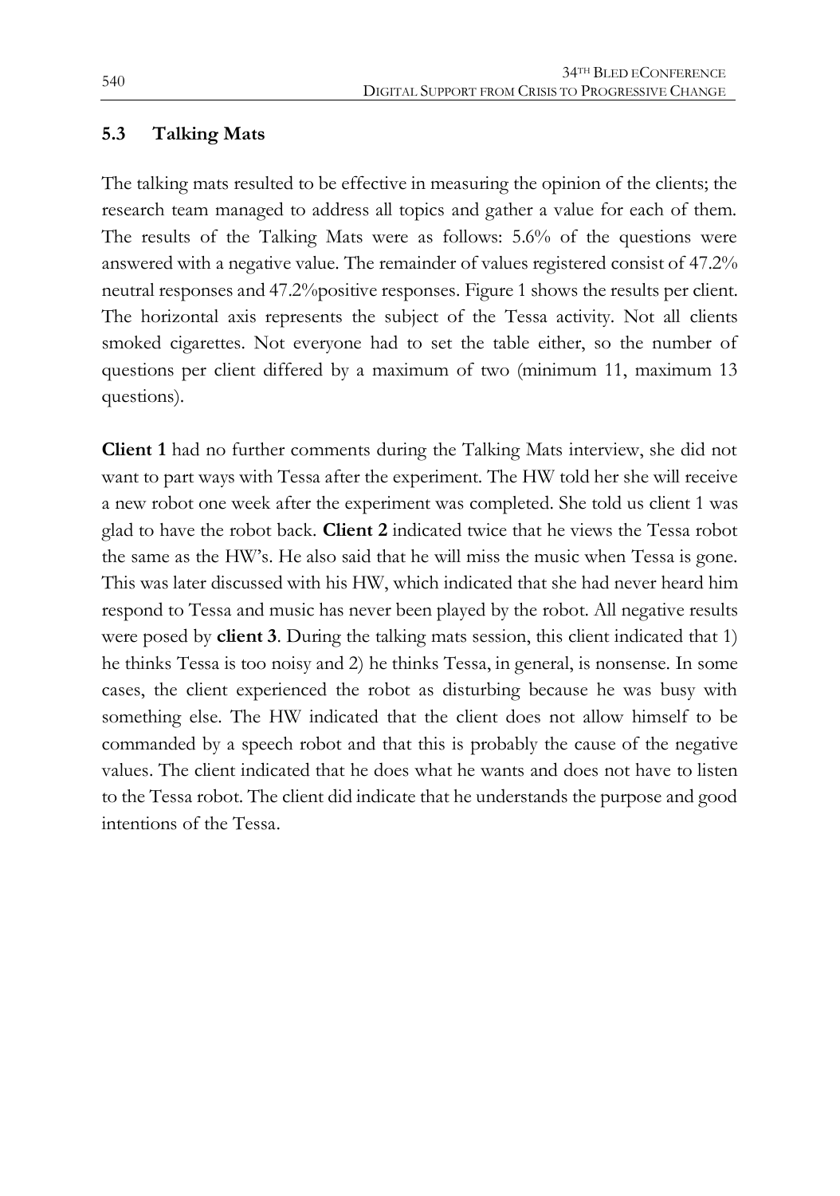### 5.3 Talking Mats

The talking mats resulted to be effective in measuring the opinion of the clients; the research team managed to address all topics and gather a value for each of them. The results of the Talking Mats were as follows: 5.6% of the questions were answered with a negative value. The remainder of values registered consist of 47.2% neutral responses and 47.2%positive responses. Figure 1 shows the results per client. The horizontal axis represents the subject of the Tessa activity. Not all clients smoked cigarettes. Not everyone had to set the table either, so the number of questions per client differed by a maximum of two (minimum 11, maximum 13 questions).

**Client 1** had no further comments during the Talking Mats interview, she did not want to part ways with Tessa after the experiment. The HW told her she will receive a new robot one week after the experiment was completed. She told us client 1 was glad to have the robot back. **Client 2** indicated twice that he views the Tessa robot the same as the HW's. He also said that he will miss the music when Tessa is gone. This was later discussed with his HW, which indicated that she had never heard him respond to Tessa and music has never been played by the robot. All negative results were posed by **client 3**. During the talking mats session, this client indicated that 1) he thinks Tessa is too noisy and 2) he thinks Tessa, in general, is nonsense. In some cases, the client experienced the robot as disturbing because he was busy with something else. The HW indicated that the client does not allow himself to be commanded by a speech robot and that this is probably the cause of the negative values. The client indicated that he does what he wants and does not have to listen to the Tessa robot. The client did indicate that he understands the purpose and good intentions of the Tessa.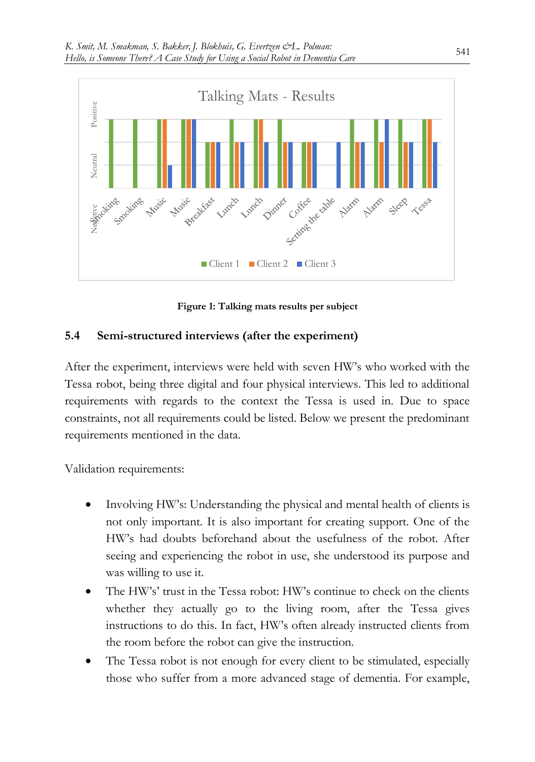Figure 1: Talking mats results per subject

### 5.4 Semi-structured interviews (after the experiment)

After the experiment, interviews were held with seven HW's who worked with the Tessa robot, being three digital and four physical interviews. This led to additional requirements with regards to the context the Tessa is used in. Due to space constraints, not all requirements could be listed. Below we present the predominant requirements mentioned in the data.

Validation requirements:

- Involving HW's: Understanding the physical and mental health of clients is not only important. It is also important for creating support. One of the HW's had doubts beforehand about the usefulness of the robot. After seeing and experiencing the robot in use, she understood its purpose and was willing to use it.
- The HW's' trust in the Tessa robot: HW's continue to check on the clients whether they actually go to the living room, after the Tessa gives instructions to do this. In fact, HW's often already instructed clients from the room before the robot can give the instruction.
- The Tessa robot is not enough for every client to be stimulated, especially those who suffer from a more advanced stage of dementia. For example,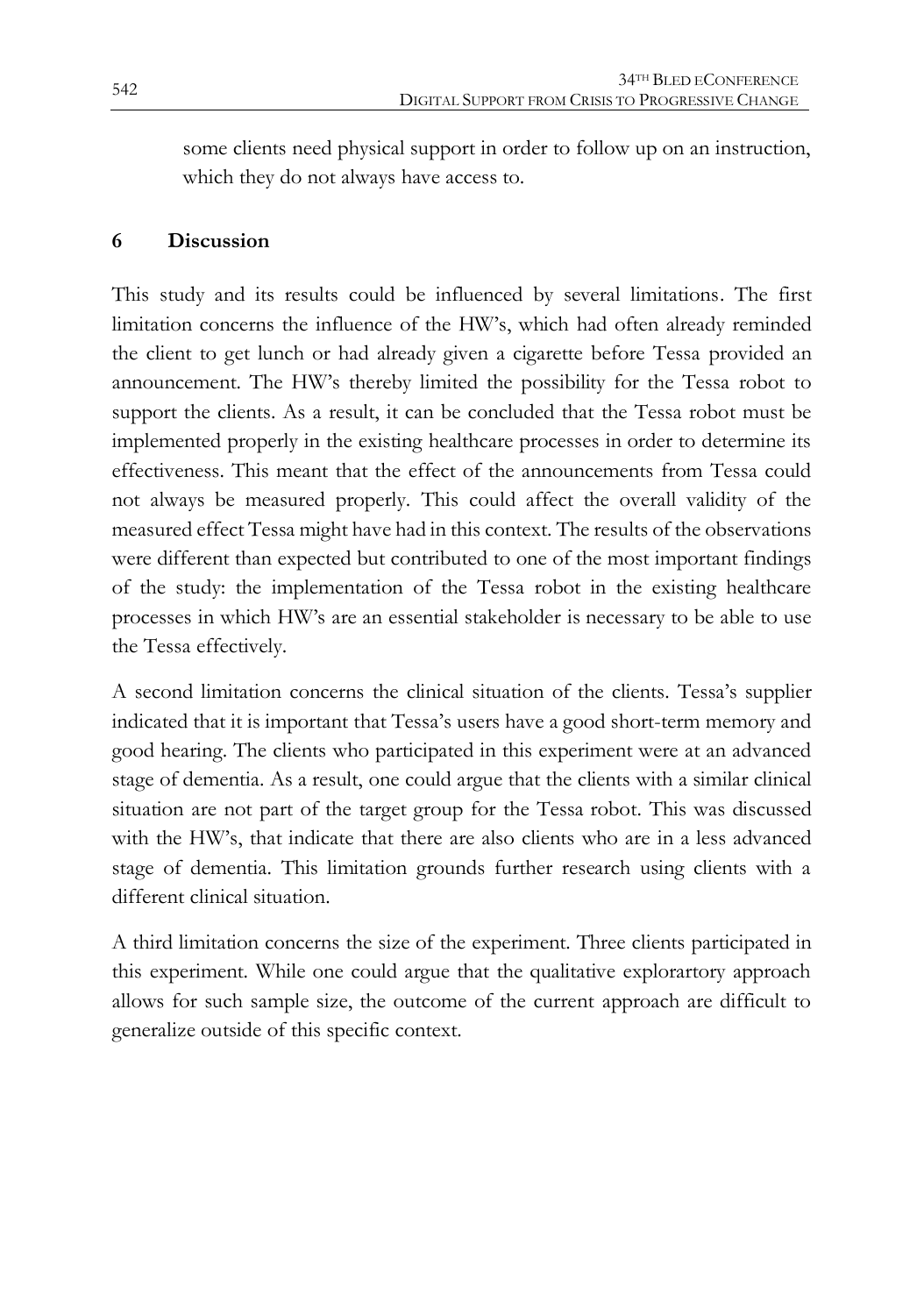some clients need physical support in order to follow up on an instruction, which they do not always have access to.

## 6 Discussion

This study and its results could be influenced by several limitations. The first limitation concerns the influence of the HW's, which had often already reminded the client to get lunch or had already given a cigarette before Tessa provided an announcement. The HW's thereby limited the possibility for the Tessa robot to support the clients. As a result, it can be concluded that the Tessa robot must be implemented properly in the existing healthcare processes in order to determine its effectiveness. This meant that the effect of the announcements from Tessa could not always be measured properly. This could affect the overall validity of the measured effect Tessa might have had in this context. The results of the observations were different than expected but contributed to one of the most important findings of the study: the implementation of the Tessa robot in the existing healthcare processes in which HW's are an essential stakeholder is necessary to be able to use the Tessa effectively.

A second limitation concerns the clinical situation of the clients. Tessa's supplier indicated that it is important that Tessa's users have a good short-term memory and good hearing. The clients who participated in this experiment were at an advanced stage of dementia. As a result, one could argue that the clients with a similar clinical situation are not part of the target group for the Tessa robot. This was discussed with the HW's, that indicate that there are also clients who are in a less advanced stage of dementia. This limitation grounds further research using clients with a different clinical situation.

A third limitation concerns the size of the experiment. Three clients participated in this experiment. While one could argue that the qualitative explorartory approach allows for such sample size, the outcome of the current approach are difficult to generalize outside of this specific context.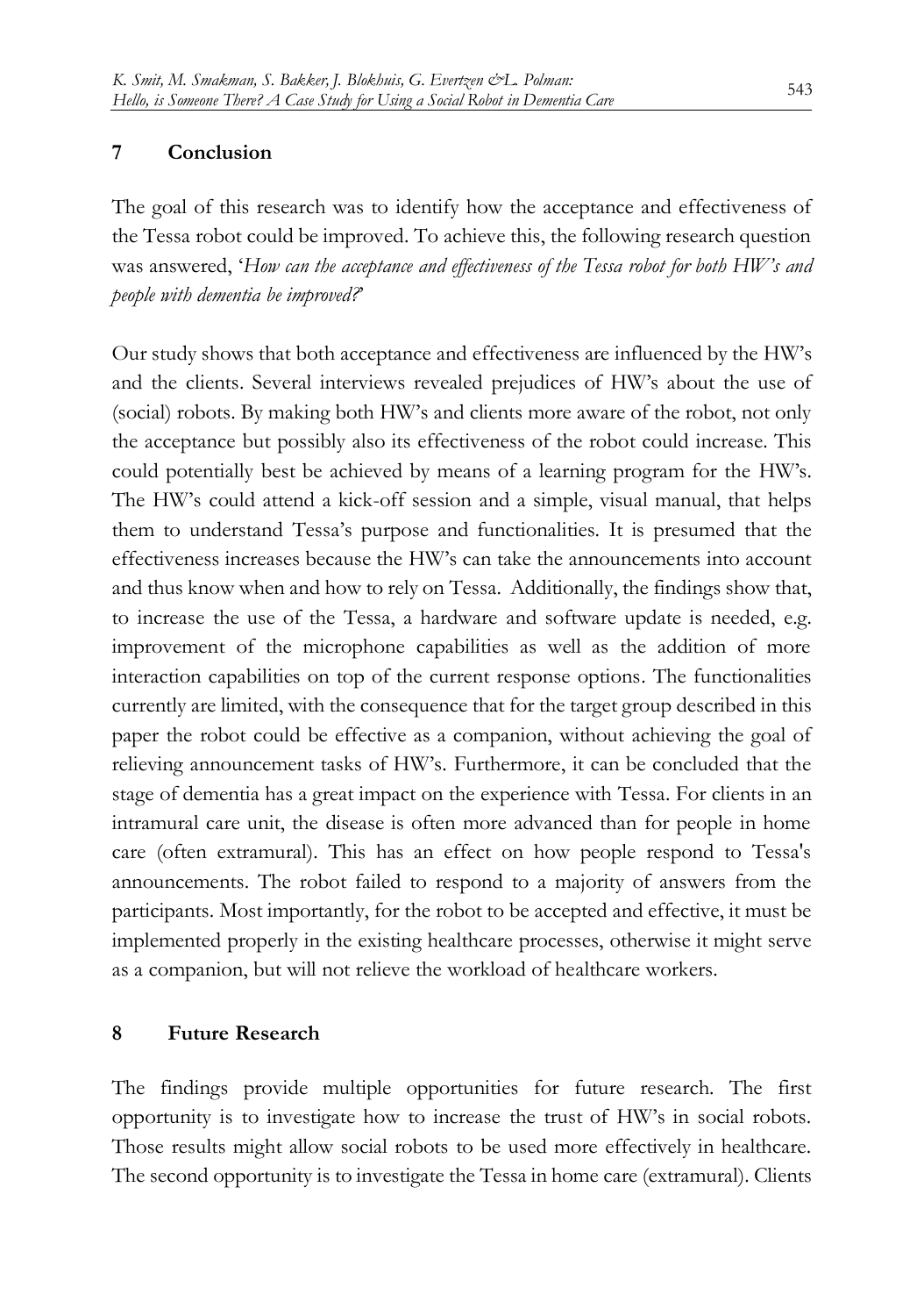## 7 Conclusion

The goal of this research was to identify how the acceptance and effectiveness of the Tessa robot could be improved. To achieve this, the following research question was answered, '*How can the acceptance and effectiveness of the Tessa robot for both HW's and people with dementia be improved?*'

Our study shows that both acceptance and effectiveness are influenced by the HW's and the clients. Several interviews revealed prejudices of HW's about the use of (social) robots. By making both HW's and clients more aware of the robot, not only the acceptance but possibly also its effectiveness of the robot could increase. This could potentially best be achieved by means of a learning program for the HW's. The HW's could attend a kick-off session and a simple, visual manual, that helps them to understand Tessa's purpose and functionalities. It is presumed that the effectiveness increases because the HW's can take the announcements into account and thus know when and how to rely on Tessa. Additionally, the findings show that, to increase the use of the Tessa, a hardware and software update is needed, e.g. improvement of the microphone capabilities as well as the addition of more interaction capabilities on top of the current response options. The functionalities currently are limited, with the consequence that for the target group described in this paper the robot could be effective as a companion, without achieving the goal of relieving announcement tasks of HW's. Furthermore, it can be concluded that the stage of dementia has a great impact on the experience with Tessa. For clients in an intramural care unit, the disease is often more advanced than for people in home care (often extramural). This has an effect on how people respond to Tessa's announcements. The robot failed to respond to a majority of answers from the participants. Most importantly, for the robot to be accepted and effective, it must be implemented properly in the existing healthcare processes, otherwise it might serve as a companion, but will not relieve the workload of healthcare workers.

## 8 Future Research

The findings provide multiple opportunities for future research. The first opportunity is to investigate how to increase the trust of HW's in social robots. Those results might allow social robots to be used more effectively in healthcare. The second opportunity is to investigate the Tessa in home care (extramural). Clients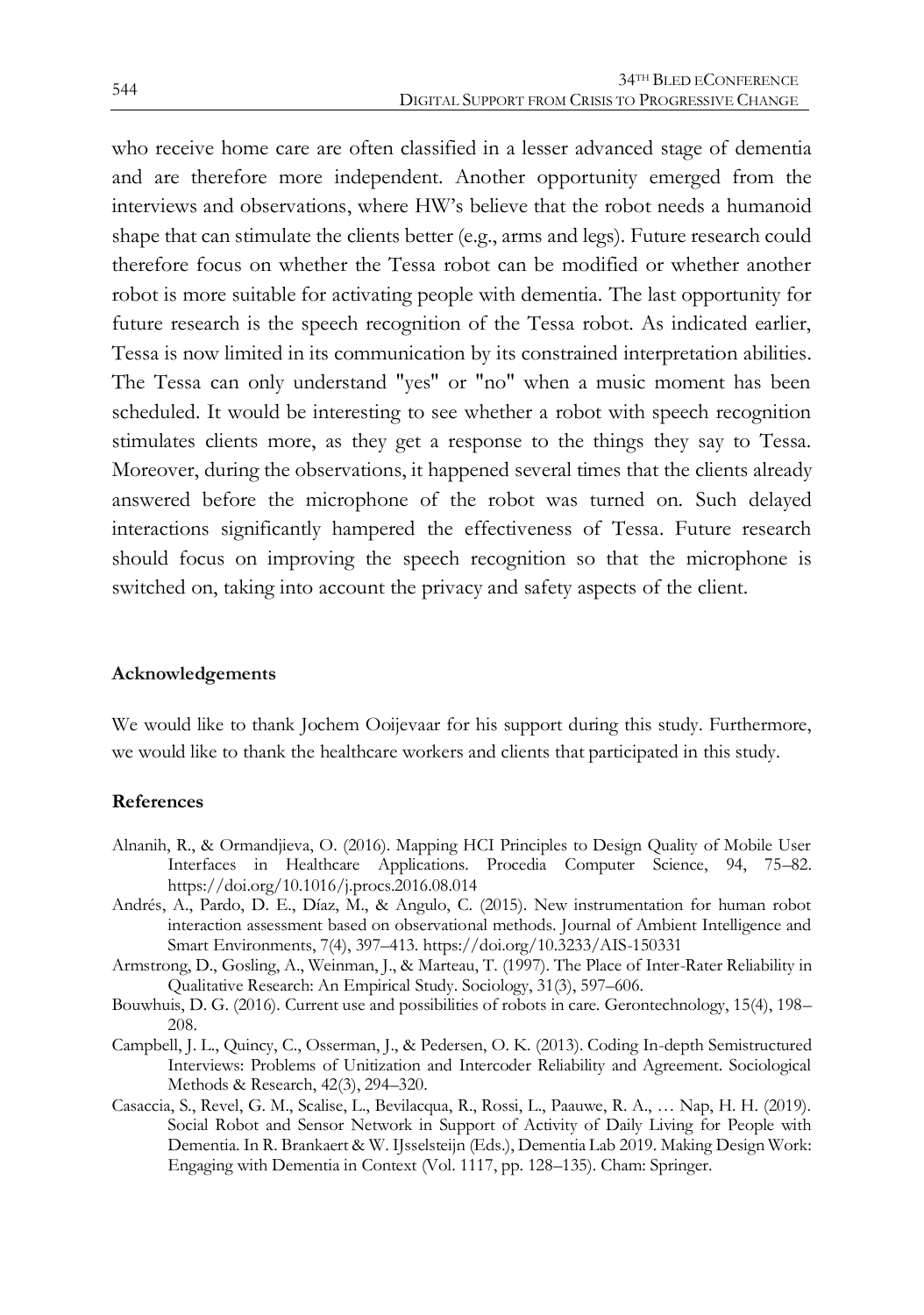who receive home care are often classified in a lesser advanced stage of dementia and are therefore more independent. Another opportunity emerged from the interviews and observations, where HW's believe that the robot needs a humanoid shape that can stimulate the clients better (e.g., arms and legs). Future research could therefore focus on whether the Tessa robot can be modified or whether another robot is more suitable for activating people with dementia. The last opportunity for future research is the speech recognition of the Tessa robot. As indicated earlier, Tessa is now limited in its communication by its constrained interpretation abilities. The Tessa can only understand "yes" or "no" when a music moment has been scheduled. It would be interesting to see whether a robot with speech recognition stimulates clients more, as they get a response to the things they say to Tessa. Moreover, during the observations, it happened several times that the clients already answered before the microphone of the robot was turned on. Such delayed interactions significantly hampered the effectiveness of Tessa. Future research should focus on improving the speech recognition so that the microphone is switched on, taking into account the privacy and safety aspects of the client.

## Acknowledgements

We would like to thank Jochem Ooijevaar for his support during this study. Furthermore, we would like to thank the healthcare workers and clients that participated in this study.

## References

Alnanih, R., & Ormandjieva, O. (2016). Mapping HCI Principles to Design Quality of Mobile User Interfaces in Healthcare Applications. Procedia Computer Science, 94, 75–82. https://doi.org/10.1016/j.procs.2016.08.014

Andrés, A., Pardo, D. E., Díaz, M., & Angulo, C. (2015). New instrumentation for human robot interaction assessment based on observational methods. Journal of Ambient Intelligence and Smart Environments, 7(4), 397–413. https://doi.org/10.3233/AIS-150331

Armstrong, D., Gosling, A., Weinman, J., & Marteau, T. (1997). The Place of Inter-Rater Reliability in Qualitative Research: An Empirical Study. Sociology, 31(3), 597–606.

Bouwhuis, D. G. (2016). Current use and possibilities of robots in care. Gerontechnology, 15(4), 198–208.

Campbell, J. L., Quincy, C., Osserman, J., & Pedersen, O. K. (2013). Coding In-depth Semistructured Interviews: Problems of Unitization and Intercoder Reliability and Agreement. Sociological Methods & Research, 42(3), 294–320.

Casaccia, S., Revel, G. M., Scalise, L., Bevilacqua, R., Rossi, L., Paauwe, R. A., … Nap, H. H. (2019). Social Robot and Sensor Network in Support of Activity of Daily Living for People with Dementia. In R. Brankaert & W. IJsselsteijn (Eds.), Dementia Lab 2019. Making Design Work: Engaging with Dementia in Context (Vol. 1117, pp. 128–135). Cham: Springer.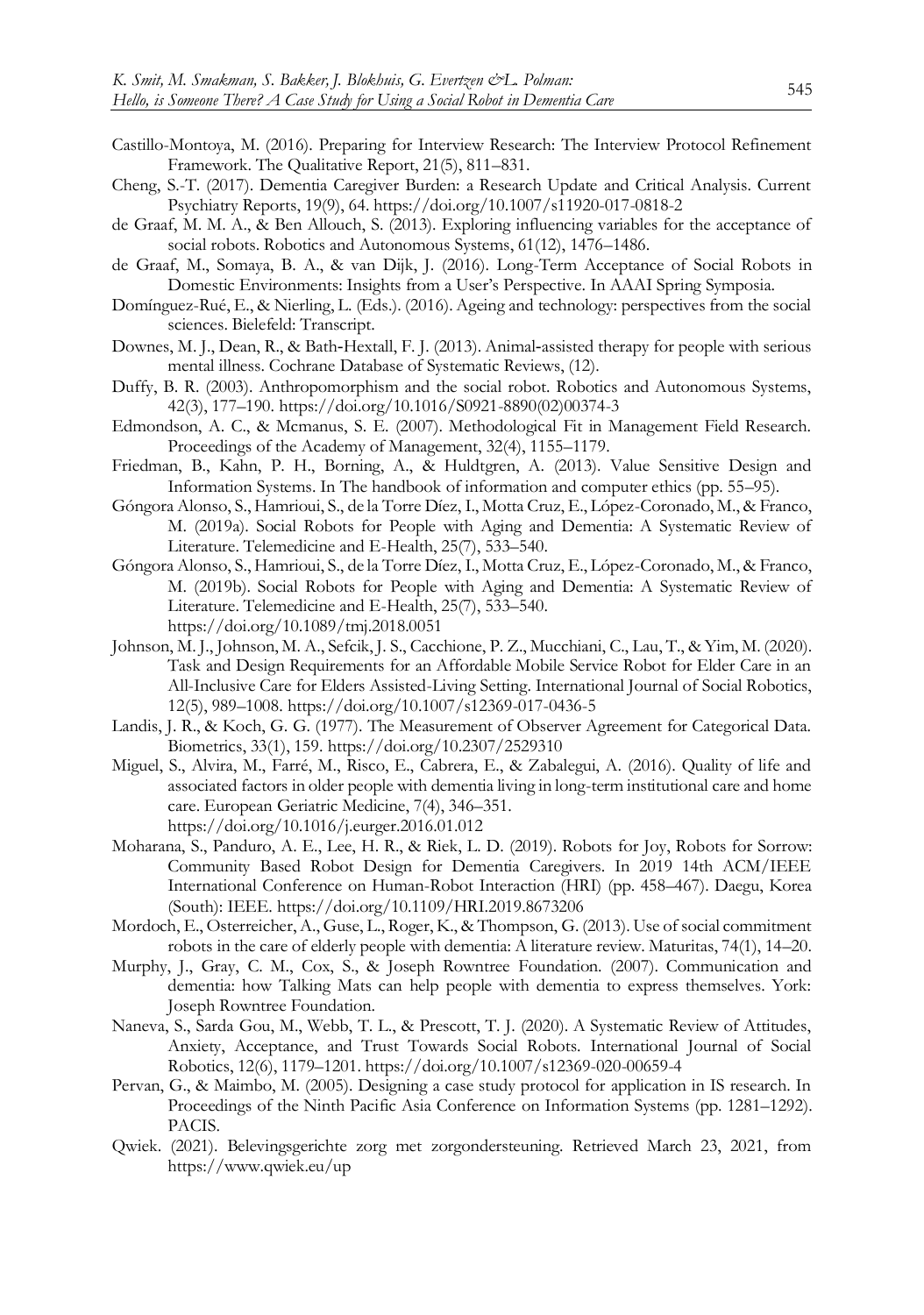Castillo-Montoya, M. (2016). Preparing for Interview Research: The Interview Protocol Refinement Framework. The Qualitative Report, 21(5), 811–831.

Cheng, S.-T. (2017). Dementia Caregiver Burden: a Research Update and Critical Analysis. Current Psychiatry Reports, 19(9), 64. https://doi.org/10.1007/s11920-017-0818-2

de Graaf, M. M. A., & Ben Allouch, S. (2013). Exploring influencing variables for the acceptance of social robots. Robotics and Autonomous Systems, 61(12), 1476–1486.

de Graaf, M., Somaya, B. A., & van Dijk, J. (2016). Long-Term Acceptance of Social Robots in Domestic Environments: Insights from a User's Perspective. In AAAI Spring Symposia.

Domínguez-Rué, E., & Nierling, L. (Eds.). (2016). Ageing and technology: perspectives from the social sciences. Bielefeld: Transcript.

Downes, M. J., Dean, R., & Bath-Hextall, F. J. (2013). Animal-assisted therapy for people with serious mental illness. Cochrane Database of Systematic Reviews, (12).

Duffy, B. R. (2003). Anthropomorphism and the social robot. Robotics and Autonomous Systems, 42(3), 177–190. https://doi.org/10.1016/S0921-8890(02)00374-3

Edmondson, A. C., & Mcmanus, S. E. (2007). Methodological Fit in Management Field Research. Proceedings of the Academy of Management, 32(4), 1155–1179.

Friedman, B., Kahn, P. H., Borning, A., & Huldtgren, A. (2013). Value Sensitive Design and Information Systems. In The handbook of information and computer ethics (pp. 55–95).

Góngora Alonso, S., Hamrioui, S., de la Torre Díez, I., Motta Cruz, E., López-Coronado, M., & Franco, M. (2019a). Social Robots for People with Aging and Dementia: A Systematic Review of Literature. Telemedicine and E-Health, 25(7), 533–540.

Góngora Alonso, S., Hamrioui, S., de la Torre Díez, I., Motta Cruz, E., López-Coronado, M., & Franco, M. (2019b). Social Robots for People with Aging and Dementia: A Systematic Review of Literature. Telemedicine and E-Health, 25(7), 533–540. https://doi.org/10.1089/tmj.2018.0051

Johnson, M. J., Johnson, M. A., Sefcik, J. S., Cacchione, P. Z., Mucchiani, C., Lau, T., & Yim, M. (2020). Task and Design Requirements for an Affordable Mobile Service Robot for Elder Care in an All-Inclusive Care for Elders Assisted-Living Setting. International Journal of Social Robotics, 12(5), 989–1008. https://doi.org/10.1007/s12369-017-0436-5

Landis, J. R., & Koch, G. G. (1977). The Measurement of Observer Agreement for Categorical Data. Biometrics, 33(1), 159. https://doi.org/10.2307/2529310

Miguel, S., Alvira, M., Farré, M., Risco, E., Cabrera, E., & Zabalegui, A. (2016). Quality of life and associated factors in older people with dementia living in long-term institutional care and home care. European Geriatric Medicine, 7(4), 346–351. https://doi.org/10.1016/j.eurger.2016.01.012

Moharana, S., Panduro, A. E., Lee, H. R., & Riek, L. D. (2019). Robots for Joy, Robots for Sorrow: Community Based Robot Design for Dementia Caregivers. In 2019 14th ACM/IEEE International Conference on Human-Robot Interaction (HRI) (pp. 458–467). Daegu, Korea (South): IEEE. https://doi.org/10.1109/HRI.2019.8673206

Mordoch, E., Osterreicher, A., Guse, L., Roger, K., & Thompson, G. (2013). Use of social commitment robots in the care of elderly people with dementia: A literature review. Maturitas, 74(1), 14–20.

Murphy, J., Gray, C. M., Cox, S., & Joseph Rowntree Foundation. (2007). Communication and dementia: how Talking Mats can help people with dementia to express themselves. York: Joseph Rowntree Foundation.

Naneva, S., Sarda Gou, M., Webb, T. L., & Prescott, T. J. (2020). A Systematic Review of Attitudes, Anxiety, Acceptance, and Trust Towards Social Robots. International Journal of Social Robotics, 12(6), 1179–1201. https://doi.org/10.1007/s12369-020-00659-4

Pervan, G., & Maimbo, M. (2005). Designing a case study protocol for application in IS research. In Proceedings of the Ninth Pacific Asia Conference on Information Systems (pp. 1281–1292). PACIS.

Qwiek. (2021). Belevingsgerichte zorg met zorgondersteuning. Retrieved March 23, 2021, from https://www.qwiek.eu/up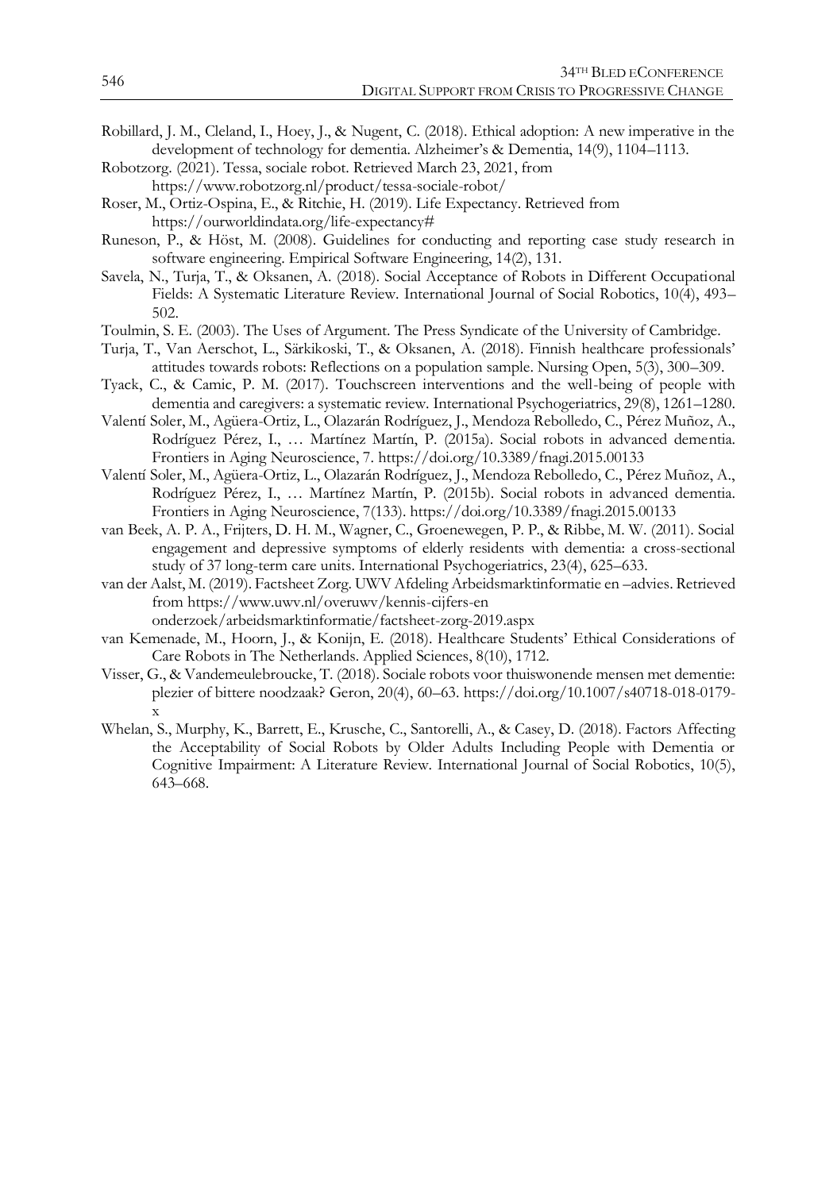Robillard, J. M., Cleland, I., Hoey, J., & Nugent, C. (2018). Ethical adoption: A new imperative in the development of technology for dementia. Alzheimer's & Dementia, 14(9), 1104–1113.

Robotzorg. (2021). Tessa, sociale robot. Retrieved March 23, 2021, from https://www.robotzorg.nl/product/tessa-sociale-robot/

Roser, M., Ortiz-Ospina, E., & Ritchie, H. (2019). Life Expectancy. Retrieved from https://ourworldindata.org/life-expectancy#

Runeson, P., & Höst, M. (2008). Guidelines for conducting and reporting case study research in software engineering. Empirical Software Engineering, 14(2), 131.

Savela, N., Turja, T., & Oksanen, A. (2018). Social Acceptance of Robots in Different Occupational Fields: A Systematic Literature Review. International Journal of Social Robotics, 10(4), 493–502.

Toulmin, S. E. (2003). The Uses of Argument. The Press Syndicate of the University of Cambridge.

Turja, T., Van Aerschot, L., Särkikoski, T., & Oksanen, A. (2018). Finnish healthcare professionals' attitudes towards robots: Reflections on a population sample. Nursing Open, 5(3), 300–309.

Tyack, C., & Camic, P. M. (2017). Touchscreen interventions and the well-being of people with dementia and caregivers: a systematic review. International Psychogeriatrics, 29(8), 1261–1280.

Valentí Soler, M., Agüera-Ortiz, L., Olazarán Rodríguez, J., Mendoza Rebolledo, C., Pérez Muñoz, A., Rodríguez Pérez, I., … Martínez Martín, P. (2015a). Social robots in advanced dementia. Frontiers in Aging Neuroscience, 7. https://doi.org/10.3389/fnagi.2015.00133

Valentí Soler, M., Agüera-Ortiz, L., Olazarán Rodríguez, J., Mendoza Rebolledo, C., Pérez Muñoz, A., Rodríguez Pérez, I., … Martínez Martín, P. (2015b). Social robots in advanced dementia. Frontiers in Aging Neuroscience, 7(133). https://doi.org/10.3389/fnagi.2015.00133

van Beek, A. P. A., Frijters, D. H. M., Wagner, C., Groenewegen, P. P., & Ribbe, M. W. (2011). Social engagement and depressive symptoms of elderly residents with dementia: a cross-sectional study of 37 long-term care units. International Psychogeriatrics, 23(4), 625–633.

van der Aalst, M. (2019). Factsheet Zorg. UWV Afdeling Arbeidsmarktinformatie en –advies. Retrieved from https://www.uwv.nl/overuwv/kennis-cijfers-en onderzoek/arbeidsmarktinformatie/factsheet-zorg-2019.aspx

van Kemenade, M., Hoorn, J., & Konijn, E. (2018). Healthcare Students' Ethical Considerations of Care Robots in The Netherlands. Applied Sciences, 8(10), 1712.

Visser, G., & Vandemeulebroucke, T. (2018). Sociale robots voor thuiswonende mensen met dementie: plezier of bittere noodzaak? Geron, 20(4), 60–63. https://doi.org/10.1007/s40718-018-0179-x

Whelan, S., Murphy, K., Barrett, E., Krusche, C., Santorelli, A., & Casey, D. (2018). Factors Affecting the Acceptability of Social Robots by Older Adults Including People with Dementia or Cognitive Impairment: A Literature Review. International Journal of Social Robotics, 10(5), 643–668.